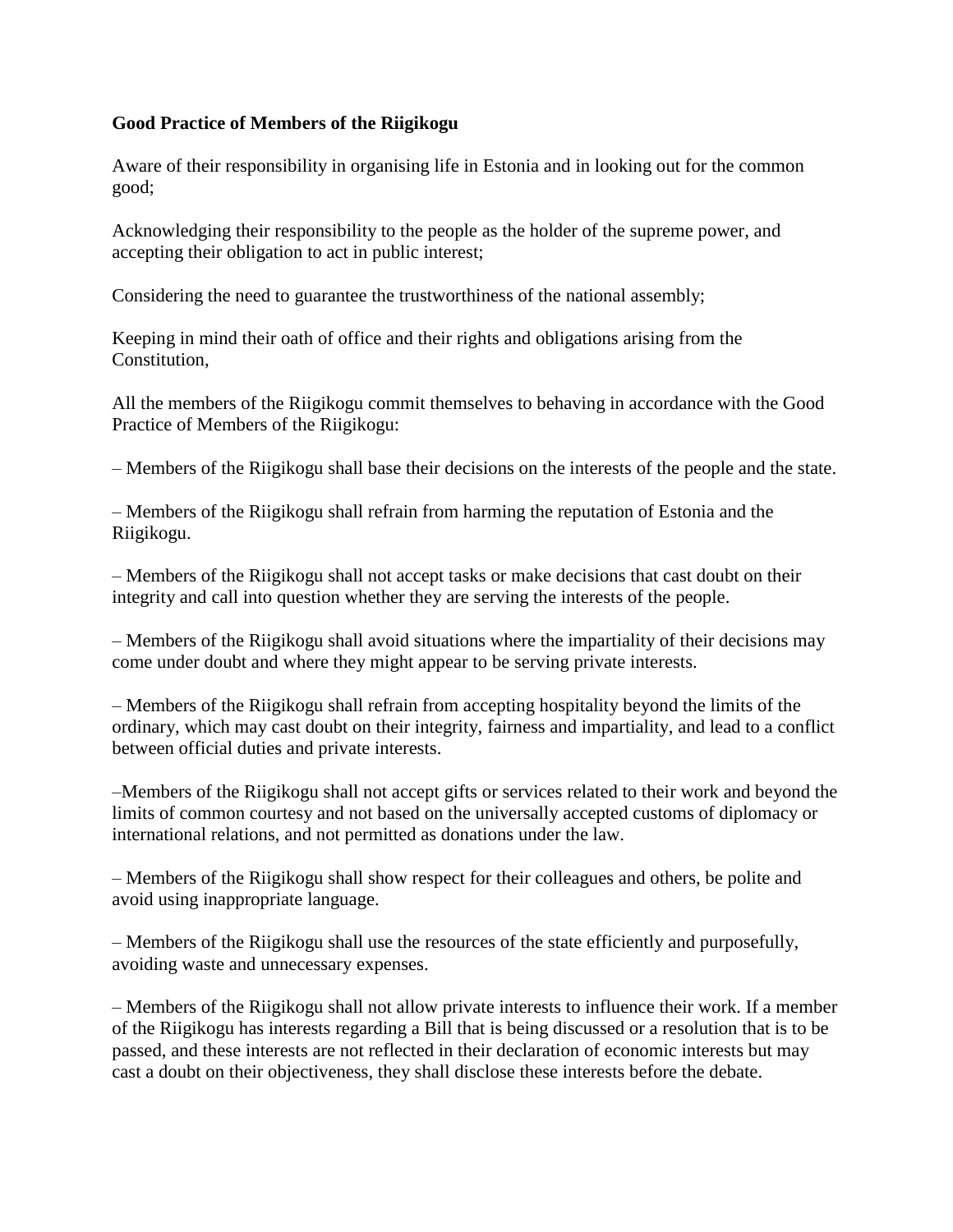**Good Practice of Members of the Riigikogu**

Aware of their responsibility in organising life in Estonia and in looking out for the common good;

Acknowledging their responsibility to the people as the holder of the supreme power, and accepting their obligation to act in public interest;

Considering the need to guarantee the trustworthiness of the national assembly;

Keeping in mind their oath of office and their rights and obligations arising from the Constitution,

All the members of the Riigikogu commit themselves to behaving in accordance with the Good Practice of Members of the Riigikogu:

– Members of the Riigikogu shall base their decisions on the interests of the people and the state.

– Members of the Riigikogu shall refrain from harming the reputation of Estonia and the Riigikogu.

– Members of the Riigikogu shall not accept tasks or make decisions that cast doubt on their integrity and call into question whether they are serving the interests of the people.

– Members of the Riigikogu shall avoid situations where the impartiality of their decisions may come under doubt and where they might appear to be serving private interests.

– Members of the Riigikogu shall refrain from accepting hospitality beyond the limits of the ordinary, which may cast doubt on their integrity, fairness and impartiality, and lead to a conflict between official duties and private interests.

–Members of the Riigikogu shall not accept gifts or services related to their work and beyond the limits of common courtesy and not based on the universally accepted customs of diplomacy or international relations, and not permitted as donations under the law.

– Members of the Riigikogu shall show respect for their colleagues and others, be polite and avoid using inappropriate language.

– Members of the Riigikogu shall use the resources of the state efficiently and purposefully, avoiding waste and unnecessary expenses.

– Members of the Riigikogu shall not allow private interests to influence their work. If a member of the Riigikogu has interests regarding a Bill that is being discussed or a resolution that is to be passed, and these interests are not reflected in their declaration of economic interests but may cast a doubt on their objectiveness, they shall disclose these interests before the debate.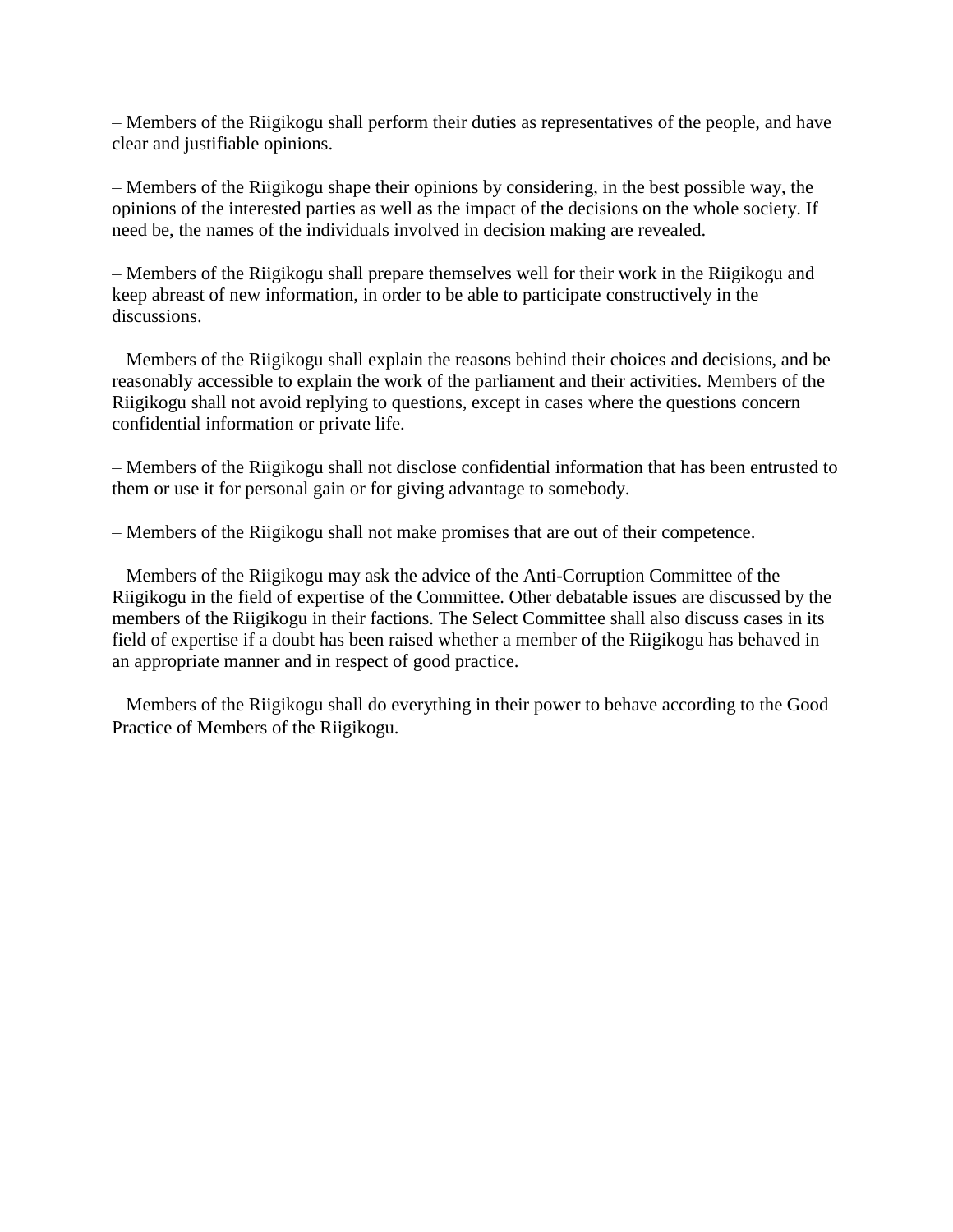– Members of the Riigikogu shall perform their duties as representatives of the people, and have clear and justifiable opinions.

– Members of the Riigikogu shape their opinions by considering, in the best possible way, the opinions of the interested parties as well as the impact of the decisions on the whole society. If need be, the names of the individuals involved in decision making are revealed.

– Members of the Riigikogu shall prepare themselves well for their work in the Riigikogu and keep abreast of new information, in order to be able to participate constructively in the discussions.

– Members of the Riigikogu shall explain the reasons behind their choices and decisions, and be reasonably accessible to explain the work of the parliament and their activities. Members of the Riigikogu shall not avoid replying to questions, except in cases where the questions concern confidential information or private life.

– Members of the Riigikogu shall not disclose confidential information that has been entrusted to them or use it for personal gain or for giving advantage to somebody.

– Members of the Riigikogu shall not make promises that are out of their competence.

– Members of the Riigikogu may ask the advice of the Anti-Corruption Committee of the Riigikogu in the field of expertise of the Committee. Other debatable issues are discussed by the members of the Riigikogu in their factions. The Select Committee shall also discuss cases in its field of expertise if a doubt has been raised whether a member of the Riigikogu has behaved in an appropriate manner and in respect of good practice.

– Members of the Riigikogu shall do everything in their power to behave according to the Good Practice of Members of the Riigikogu.